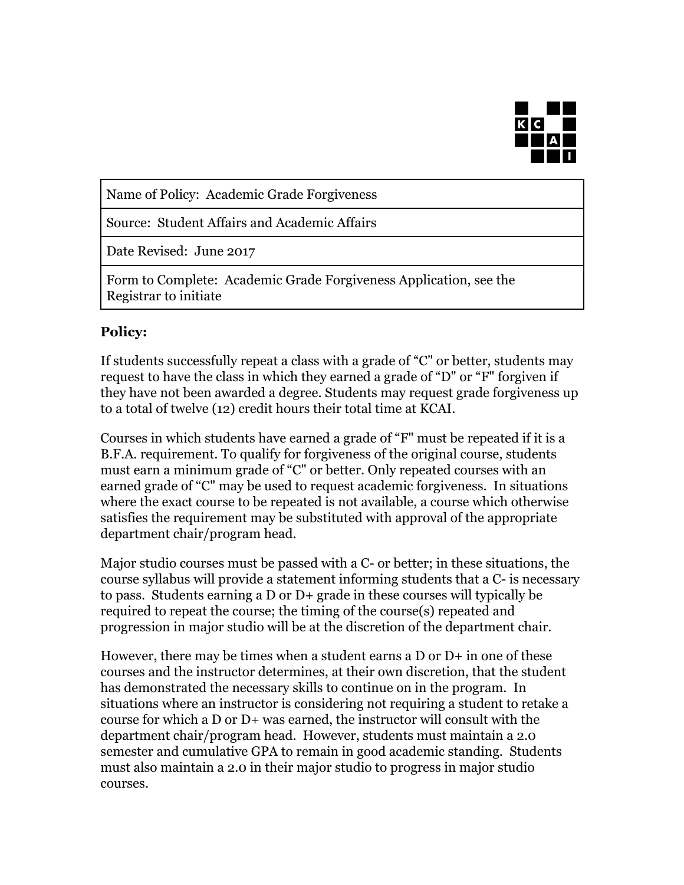| Name of Policy: Academic Grade Forgiveness |
| --- |
| Source: Student Affairs and Academic Affairs |
| Date Revised: June 2017 |
| Form to Complete: Academic Grade Forgiveness Application, see the Registrar to initiate |

**Policy:**

If students successfully repeat a class with a grade of "C" or better, students may request to have the class in which they earned a grade of "D" or "F" forgiven if they have not been awarded a degree. Students may request grade forgiveness up to a total of twelve (12) credit hours their total time at KCAI.

Courses in which students have earned a grade of "F" must be repeated if it is a B.F.A. requirement. To qualify for forgiveness of the original course, students must earn a minimum grade of "C" or better. Only repeated courses with an earned grade of "C" may be used to request academic forgiveness. In situations where the exact course to be repeated is not available, a course which otherwise satisfies the requirement may be substituted with approval of the appropriate department chair/program head.

Major studio courses must be passed with a C- or better; in these situations, the course syllabus will provide a statement informing students that a C- is necessary to pass. Students earning a D or D+ grade in these courses will typically be required to repeat the course; the timing of the course(s) repeated and progression in major studio will be at the discretion of the department chair.

However, there may be times when a student earns a D or D+ in one of these courses and the instructor determines, at their own discretion, that the student has demonstrated the necessary skills to continue on in the program. In situations where an instructor is considering not requiring a student to retake a course for which a D or D+ was earned, the instructor will consult with the department chair/program head. However, students must maintain a 2.0 semester and cumulative GPA to remain in good academic standing. Students must also maintain a 2.0 in their major studio to progress in major studio courses.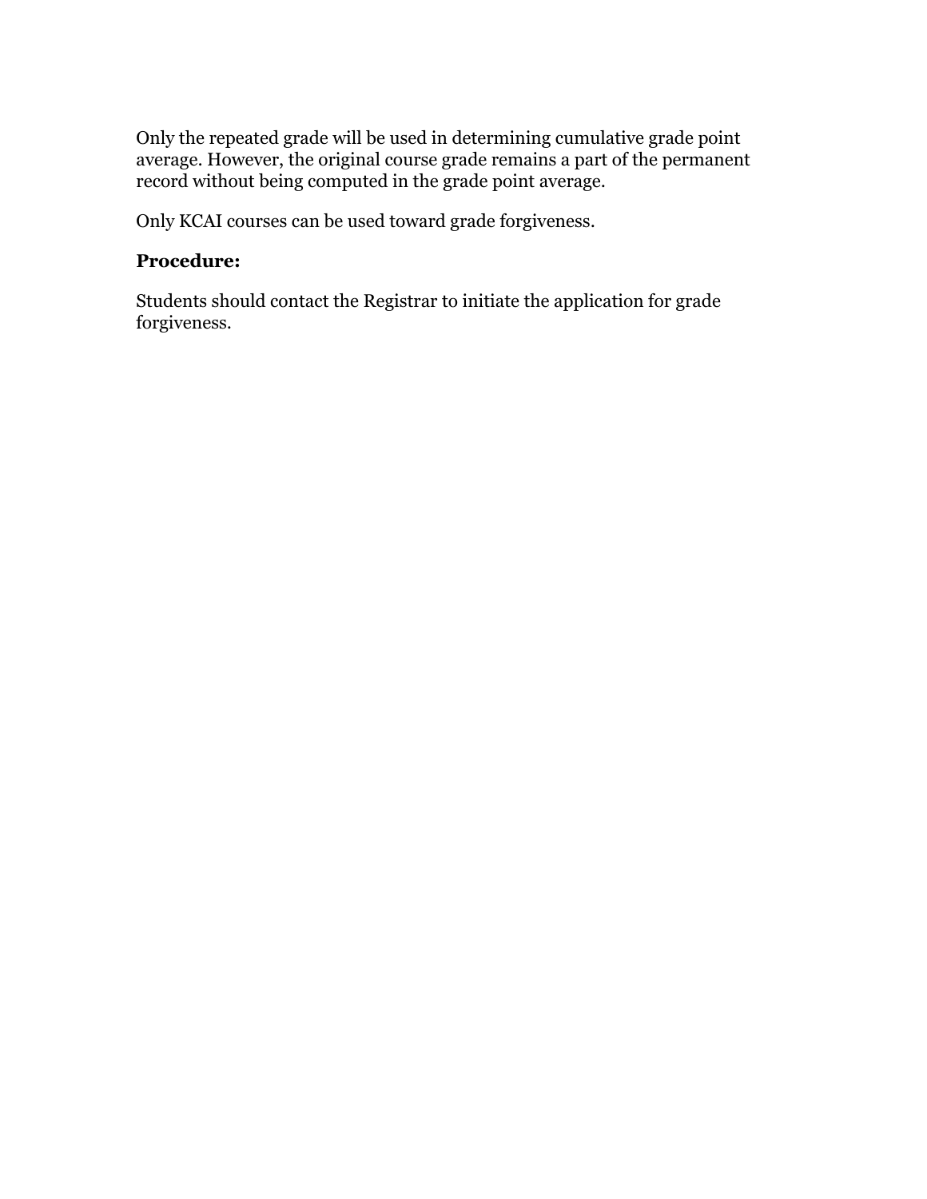Only the repeated grade will be used in determining cumulative grade point average. However, the original course grade remains a part of the permanent record without being computed in the grade point average.

Only KCAI courses can be used toward grade forgiveness.

**Procedure:**

Students should contact the Registrar to initiate the application for grade forgiveness.